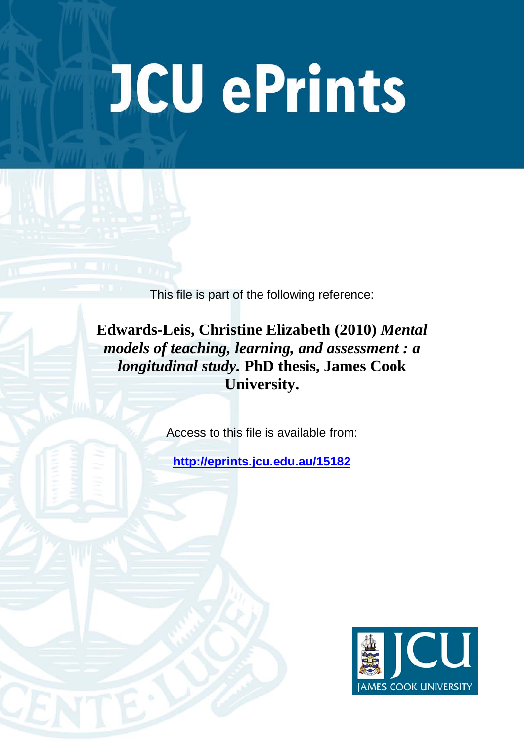# JCU ePrints

This file is part of the following reference:

**Edwards-Leis, Christine Elizabeth (2010)** ***Mental models of teaching, learning, and assessment : a longitudinal study.*** **PhD thesis, James Cook University.**

Access to this file is available from:

**http://eprints.jcu.edu.au/15182**

JAMES COOK UNIVERSITY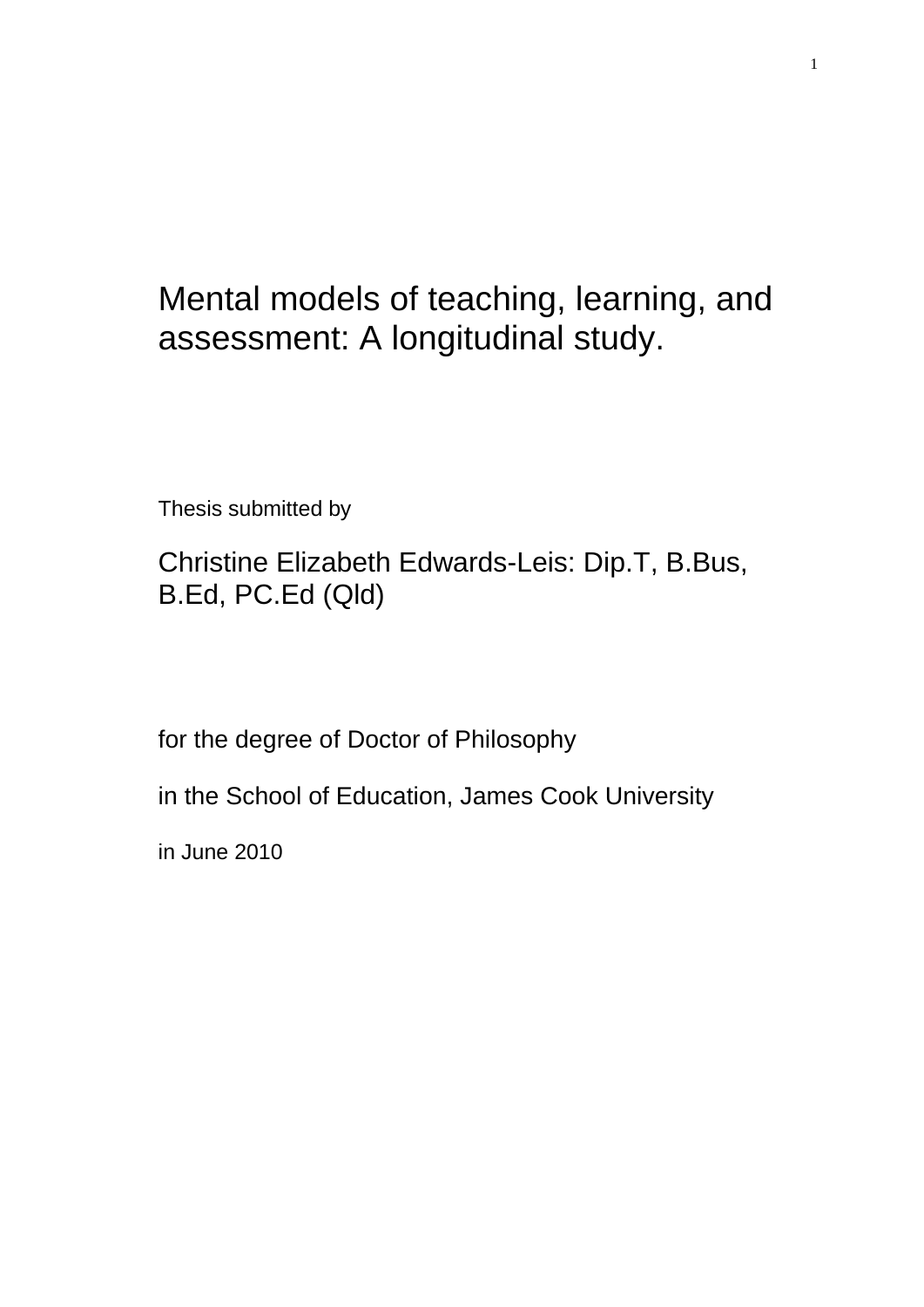# Mental models of teaching, learning, and assessment: A longitudinal study.

Thesis submitted by

Christine Elizabeth Edwards-Leis: Dip.T, B.Bus, B.Ed, PC.Ed (Qld)

for the degree of Doctor of Philosophy

in the School of Education, James Cook University

in June 2010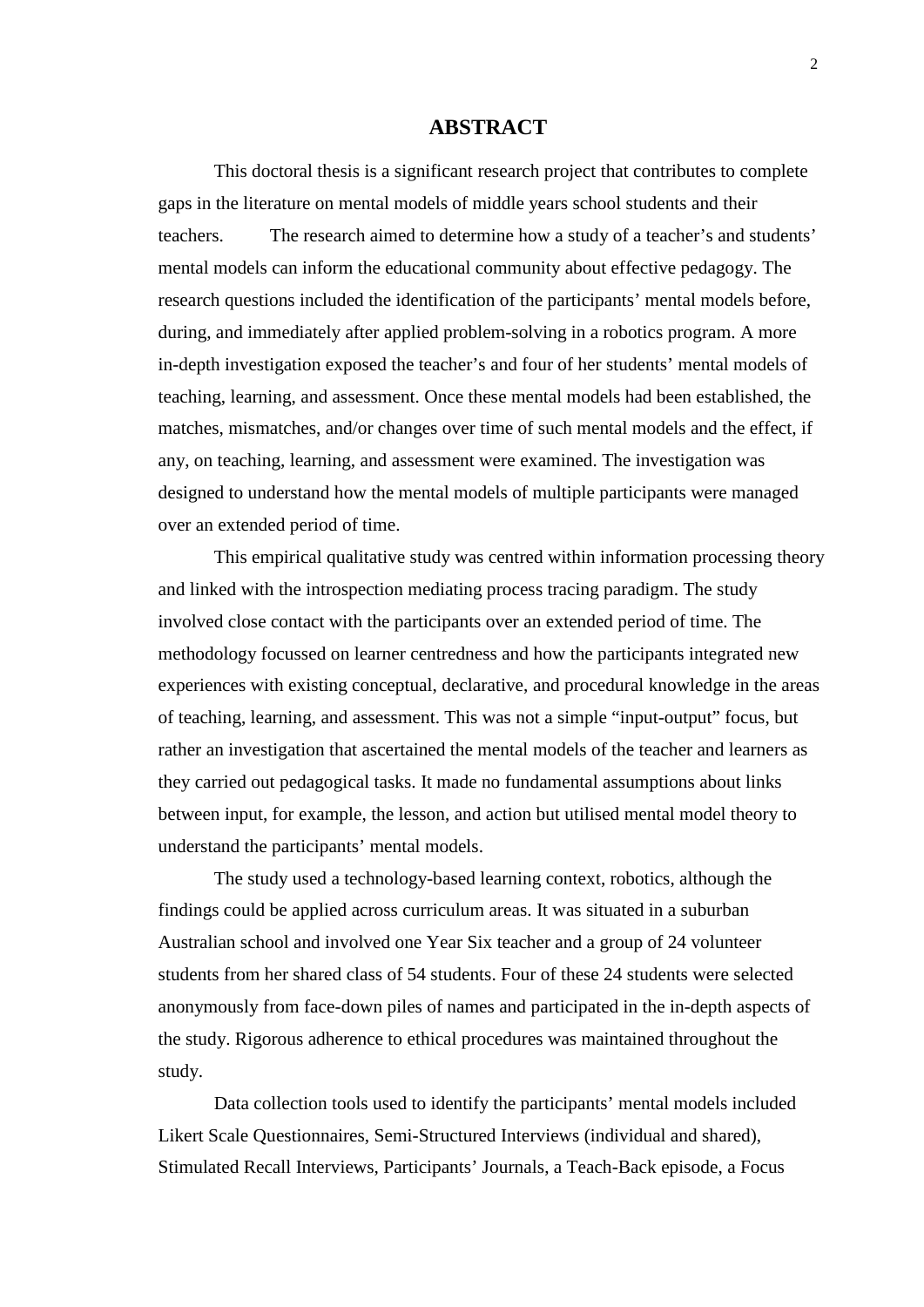# ABSTRACT

This doctoral thesis is a significant research project that contributes to complete gaps in the literature on mental models of middle years school students and their teachers. The research aimed to determine how a study of a teacher's and students' mental models can inform the educational community about effective pedagogy. The research questions included the identification of the participants' mental models before, during, and immediately after applied problem-solving in a robotics program. A more in-depth investigation exposed the teacher's and four of her students' mental models of teaching, learning, and assessment. Once these mental models had been established, the matches, mismatches, and/or changes over time of such mental models and the effect, if any, on teaching, learning, and assessment were examined. The investigation was designed to understand how the mental models of multiple participants were managed over an extended period of time.

This empirical qualitative study was centred within information processing theory and linked with the introspection mediating process tracing paradigm. The study involved close contact with the participants over an extended period of time. The methodology focussed on learner centredness and how the participants integrated new experiences with existing conceptual, declarative, and procedural knowledge in the areas of teaching, learning, and assessment. This was not a simple "input-output" focus, but rather an investigation that ascertained the mental models of the teacher and learners as they carried out pedagogical tasks. It made no fundamental assumptions about links between input, for example, the lesson, and action but utilised mental model theory to understand the participants' mental models.

The study used a technology-based learning context, robotics, although the findings could be applied across curriculum areas. It was situated in a suburban Australian school and involved one Year Six teacher and a group of 24 volunteer students from her shared class of 54 students. Four of these 24 students were selected anonymously from face-down piles of names and participated in the in-depth aspects of the study. Rigorous adherence to ethical procedures was maintained throughout the study.

Data collection tools used to identify the participants' mental models included Likert Scale Questionnaires, Semi-Structured Interviews (individual and shared), Stimulated Recall Interviews, Participants' Journals, a Teach-Back episode, a Focus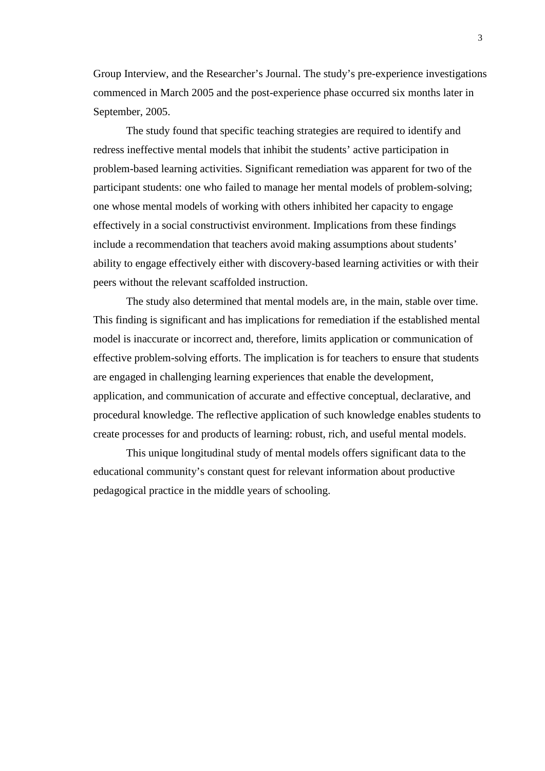Group Interview, and the Researcher's Journal. The study's pre-experience investigations commenced in March 2005 and the post-experience phase occurred six months later in September, 2005.

The study found that specific teaching strategies are required to identify and redress ineffective mental models that inhibit the students' active participation in problem-based learning activities. Significant remediation was apparent for two of the participant students: one who failed to manage her mental models of problem-solving; one whose mental models of working with others inhibited her capacity to engage effectively in a social constructivist environment. Implications from these findings include a recommendation that teachers avoid making assumptions about students' ability to engage effectively either with discovery-based learning activities or with their peers without the relevant scaffolded instruction.

The study also determined that mental models are, in the main, stable over time. This finding is significant and has implications for remediation if the established mental model is inaccurate or incorrect and, therefore, limits application or communication of effective problem-solving efforts. The implication is for teachers to ensure that students are engaged in challenging learning experiences that enable the development, application, and communication of accurate and effective conceptual, declarative, and procedural knowledge. The reflective application of such knowledge enables students to create processes for and products of learning: robust, rich, and useful mental models.

This unique longitudinal study of mental models offers significant data to the educational community's constant quest for relevant information about productive pedagogical practice in the middle years of schooling.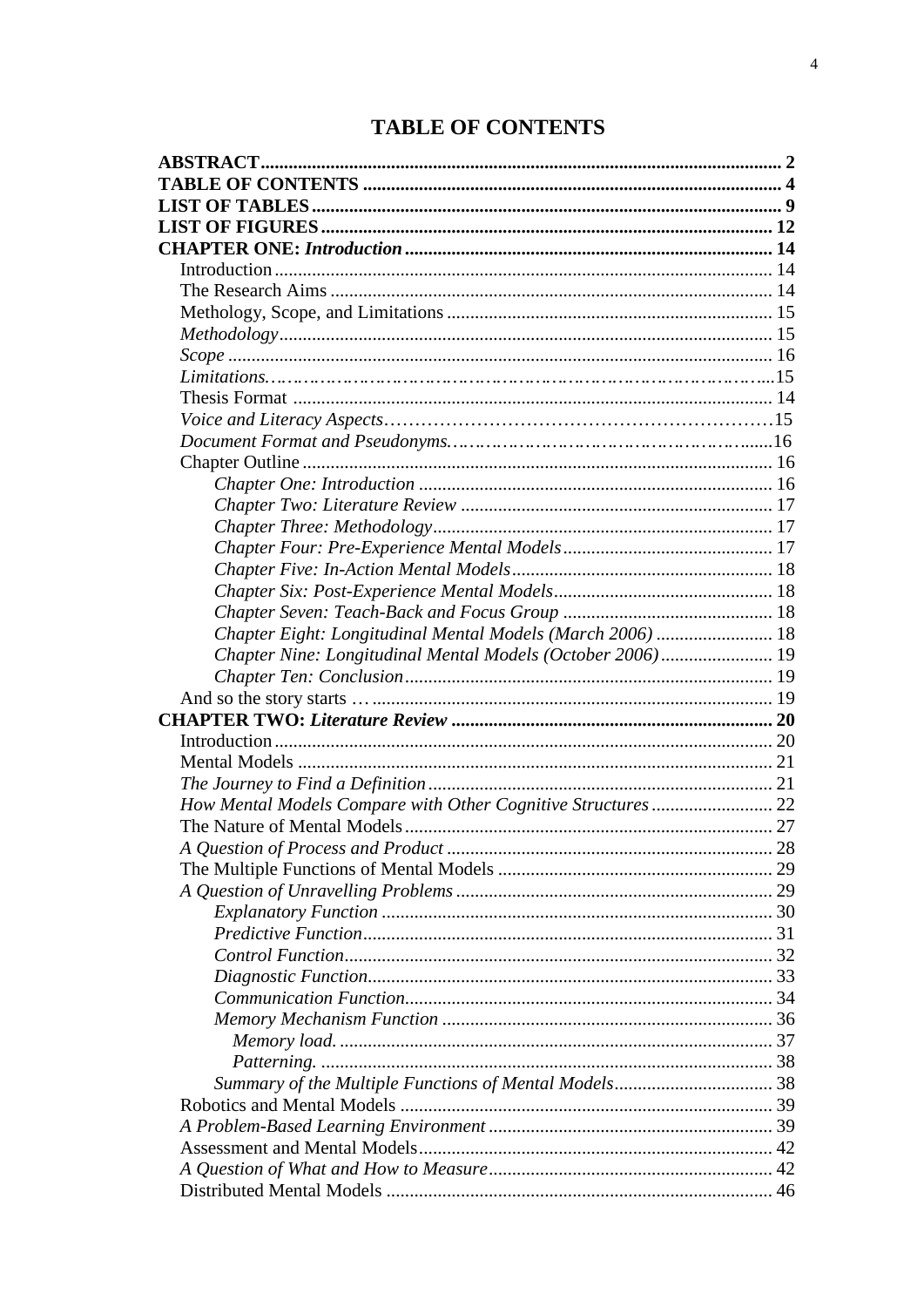# TABLE OF CONTENTS

**ABSTRACT** .......... **2**
**TABLE OF CONTENTS** .......... **4**
**LIST OF TABLES** .......... **9**
**LIST OF FIGURES** .......... **12**
**CHAPTER ONE:** ***Introduction*** .......... **14**
- Introduction .......... 14
- The Research Aims .......... 14
- Methology, Scope, and Limitations .......... 15
- *Methodology* .......... 15
- *Scope* .......... 16
- *Limitations* .......... 15
- Thesis Format .......... 14
- *Voice and Literacy Aspects* .......... 15
- *Document Format and Pseudonyms* .......... 16
- Chapter Outline .......... 16
  - *Chapter One: Introduction* .......... 16
  - *Chapter Two: Literature Review* .......... 17
  - *Chapter Three: Methodology* .......... 17
  - *Chapter Four: Pre-Experience Mental Models* .......... 17
  - *Chapter Five: In-Action Mental Models* .......... 18
  - *Chapter Six: Post-Experience Mental Models* .......... 18
  - *Chapter Seven: Teach-Back and Focus Group* .......... 18
  - *Chapter Eight: Longitudinal Mental Models (March 2006)* .......... 18
  - *Chapter Nine: Longitudinal Mental Models (October 2006)* .......... 19
  - *Chapter Ten: Conclusion* .......... 19
- And so the story starts … .......... 19

**CHAPTER TWO:** ***Literature Review*** .......... **20**
- Introduction .......... 20
- Mental Models .......... 21
- *The Journey to Find a Definition* .......... 21
- *How Mental Models Compare with Other Cognitive Structures* .......... 22
- The Nature of Mental Models .......... 27
- *A Question of Process and Product* .......... 28
- The Multiple Functions of Mental Models .......... 29
- *A Question of Unravelling Problems* .......... 29
  - *Explanatory Function* .......... 30
  - *Predictive Function* .......... 31
  - *Control Function* .......... 32
  - *Diagnostic Function* .......... 33
  - *Communication Function* .......... 34
  - *Memory Mechanism Function* .......... 36
    - *Memory load.* .......... 37
    - *Patterning.* .......... 38
  - *Summary of the Multiple Functions of Mental Models* .......... 38
- Robotics and Mental Models .......... 39
- *A Problem-Based Learning Environment* .......... 39
- Assessment and Mental Models .......... 42
- *A Question of What and How to Measure* .......... 42
- Distributed Mental Models .......... 46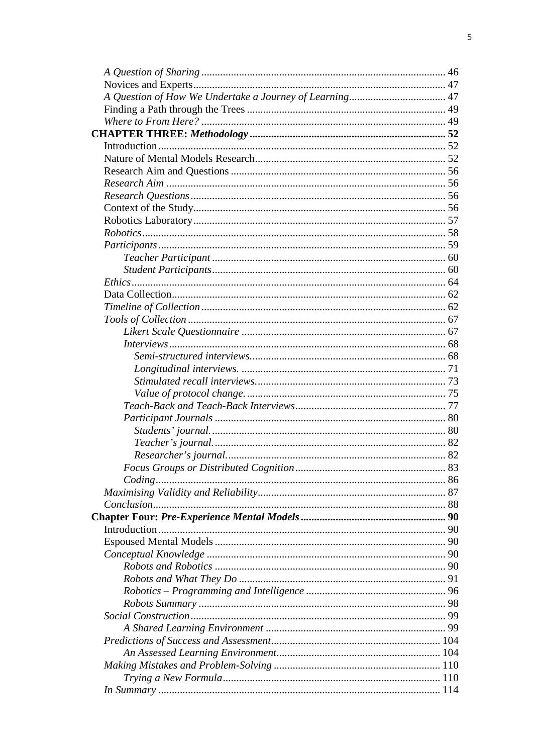*A Question of Sharing* .......... 46
Novices and Experts .......... 47
*A Question of How We Undertake a Journey of Learning* .......... 47
Finding a Path through the Trees .......... 49
*Where to From Here?* .......... 49

**CHAPTER THREE: *Methodology*** .......... **52**

Introduction .......... 52
Nature of Mental Models Research .......... 52
Research Aim and Questions .......... 56
*Research Aim* .......... 56
*Research Questions* .......... 56
Context of the Study .......... 56
Robotics Laboratory .......... 57
*Robotics* .......... 58
*Participants* .......... 59
- *Teacher Participant* .......... 60
- *Student Participants* .......... 60

*Ethics* .......... 64
Data Collection .......... 62
*Timeline of Collection* .......... 62
*Tools of Collection* .......... 67
- *Likert Scale Questionnaire* .......... 67
- *Interviews* .......... 68
  - *Semi-structured interviews.* .......... 68
  - *Longitudinal interviews.* .......... 71
  - *Stimulated recall interviews.* .......... 73
  - *Value of protocol change.* .......... 75
- *Teach-Back and Teach-Back Interviews* .......... 77
- *Participant Journals* .......... 80
  - *Students' journal.* .......... 80
  - *Teacher's journal.* .......... 82
  - *Researcher's journal.* .......... 82
- *Focus Groups or Distributed Cognition* .......... 83
- *Coding* .......... 86

*Maximising Validity and Reliability* .......... 87
*Conclusion* .......... 88

**Chapter Four: *Pre-Experience Mental Models*** .......... **90**

Introduction .......... 90
Espoused Mental Models .......... 90
*Conceptual Knowledge* .......... 90
- *Robots and Robotics* .......... 90
- *Robots and What They Do* .......... 91
- *Robotics – Programming and Intelligence* .......... 96
- *Robots Summary* .......... 98

*Social Construction* .......... 99
- *A Shared Learning Environment* .......... 99

*Predictions of Success and Assessment* .......... 104
- *An Assessed Learning Environment* .......... 104

*Making Mistakes and Problem-Solving* .......... 110
- *Trying a New Formula* .......... 110

*In Summary* .......... 114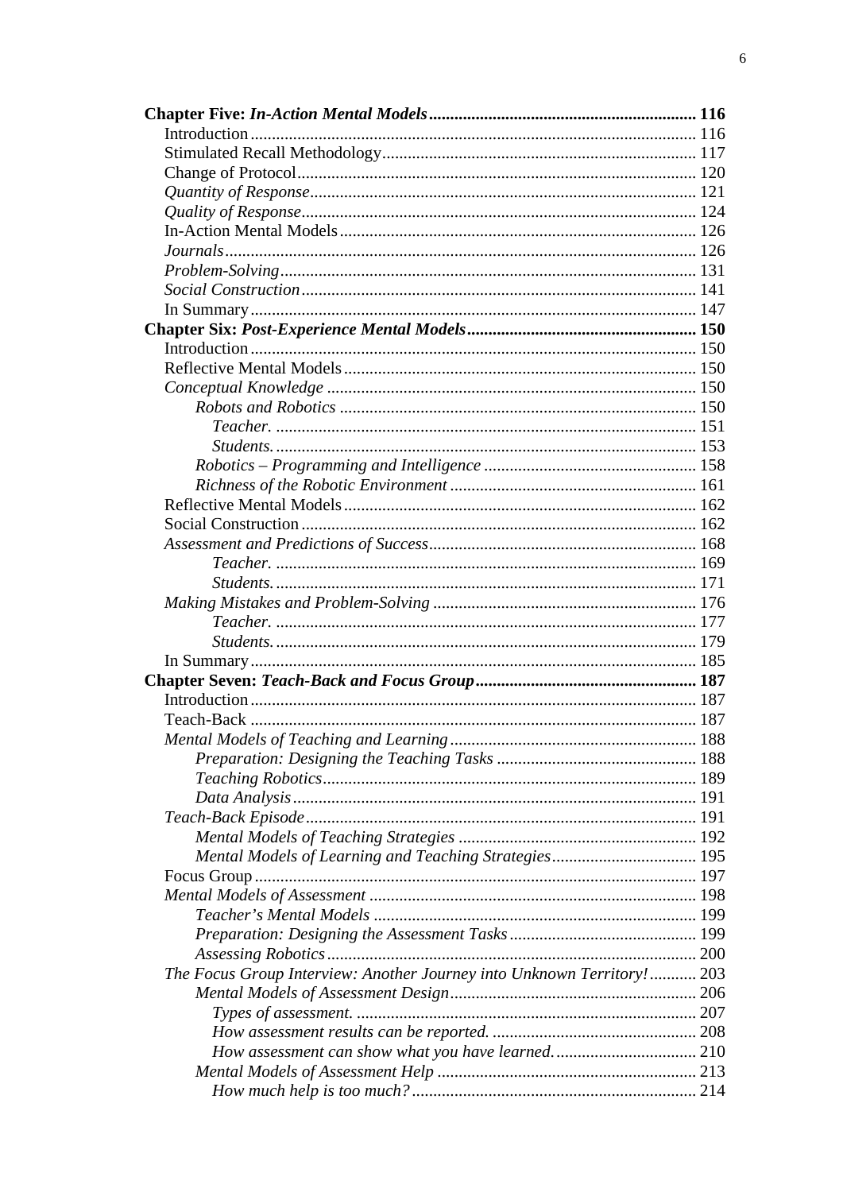**Chapter Five:** ***In-Action Mental Models*** ........ 116

- Introduction ........ 116
- Stimulated Recall Methodology ........ 117
- Change of Protocol ........ 120
- *Quantity of Response* ........ 121
- *Quality of Response* ........ 124
- In-Action Mental Models ........ 126
- *Journals* ........ 126
- *Problem-Solving* ........ 131
- *Social Construction* ........ 141
- In Summary ........ 147

**Chapter Six:** ***Post-Experience Mental Models*** ........ 150

- Introduction ........ 150
- Reflective Mental Models ........ 150
- *Conceptual Knowledge* ........ 150
  - *Robots and Robotics* ........ 150
    - *Teacher.* ........ 151
    - *Students.* ........ 153
  - *Robotics – Programming and Intelligence* ........ 158
  - *Richness of the Robotic Environment* ........ 161
- Reflective Mental Models ........ 162
- Social Construction ........ 162
- *Assessment and Predictions of Success* ........ 168
  - *Teacher.* ........ 169
  - *Students.* ........ 171
- *Making Mistakes and Problem-Solving* ........ 176
  - *Teacher.* ........ 177
  - *Students.* ........ 179
- In Summary ........ 185

**Chapter Seven:** ***Teach-Back and Focus Group*** ........ 187

- Introduction ........ 187
- Teach-Back ........ 187
- *Mental Models of Teaching and Learning* ........ 188
  - *Preparation: Designing the Teaching Tasks* ........ 188
  - *Teaching Robotics* ........ 189
  - *Data Analysis* ........ 191
- *Teach-Back Episode* ........ 191
  - *Mental Models of Teaching Strategies* ........ 192
  - *Mental Models of Learning and Teaching Strategies* ........ 195
- Focus Group ........ 197
- *Mental Models of Assessment* ........ 198
  - *Teacher's Mental Models* ........ 199
  - *Preparation: Designing the Assessment Tasks* ........ 199
  - *Assessing Robotics* ........ 200
- *The Focus Group Interview: Another Journey into Unknown Territory!* ........ 203
  - *Mental Models of Assessment Design* ........ 206
    - *Types of assessment.* ........ 207
    - *How assessment results can be reported.* ........ 208
    - *How assessment can show what you have learned.* ........ 210
  - *Mental Models of Assessment Help* ........ 213
    - *How much help is too much?* ........ 214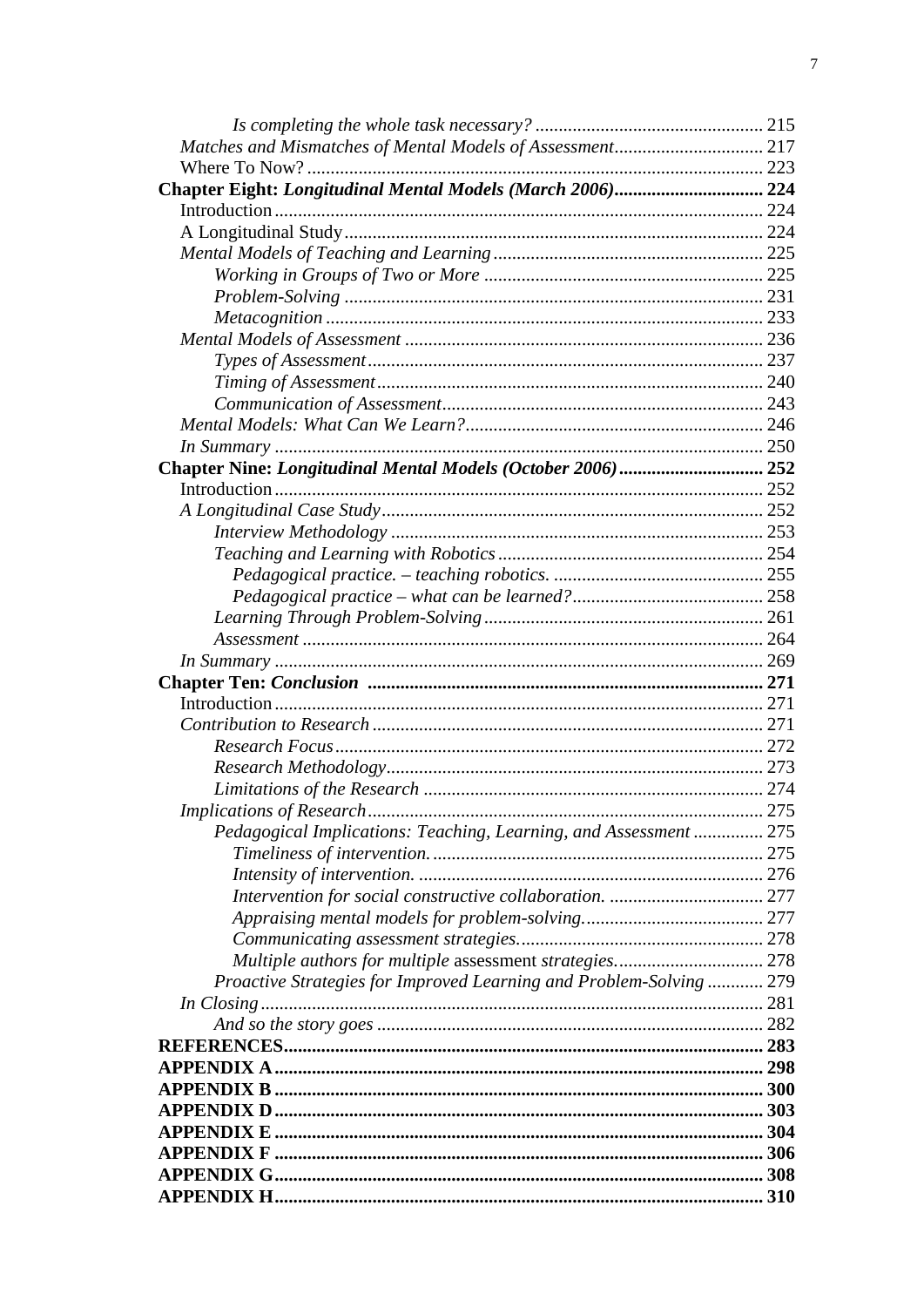*Is completing the whole task necessary?* ................................................ 215
*Matches and Mismatches of Mental Models of Assessment*................................ 217
Where To Now? ................................................................................................ 223
**Chapter Eight: *Longitudinal Mental Models (March 2006)*................................ 224**
Introduction ....................................................................................................... 224
A Longitudinal Study......................................................................................... 224
*Mental Models of Teaching and Learning* ......................................................... 225
*Working in Groups of Two or More* .............................................................. 225
*Problem-Solving* ............................................................................................ 231
*Metacognition* ................................................................................................ 233
*Mental Models of Assessment* ............................................................................ 236
*Types of Assessment* ...................................................................................... 237
*Timing of Assessment* .................................................................................... 240
*Communication of Assessment* ....................................................................... 243
*Mental Models: What Can We Learn?* ............................................................... 246
*In Summary* ....................................................................................................... 250
**Chapter Nine: *Longitudinal Mental Models (October 2006)* ............................... 252**
Introduction ....................................................................................................... 252
*A Longitudinal Case Study* ................................................................................ 252
*Interview Methodology* .................................................................................. 253
*Teaching and Learning with Robotics* ........................................................... 254
*Pedagogical practice. – teaching robotics.* ............................................. 255
*Pedagogical practice – what can be learned?*......................................... 258
*Learning Through Problem-Solving* .............................................................. 261
*Assessment* .................................................................................................... 264
*In Summary* ....................................................................................................... 269
**Chapter Ten: *Conclusion* ................................................................................... 271**
Introduction ....................................................................................................... 271
*Contribution to Research* .................................................................................. 271
*Research Focus* .............................................................................................. 272
*Research Methodology*................................................................................... 273
*Limitations of the Research* ........................................................................... 274
*Implications of Research* .................................................................................... 275
*Pedagogical Implications: Teaching, Learning, and Assessment* ............... 275
*Timeliness of intervention.* ..................................................................... 275
*Intensity of intervention.* ......................................................................... 276
*Intervention for social constructive collaboration.* ................................. 277
*Appraising mental models for problem-solving.*...................................... 277
*Communicating assessment strategies.*.................................................... 278
*Multiple authors for multiple* assessment *strategies.*............................... 278
*Proactive Strategies for Improved Learning and Problem-Solving* ............ 279
*In Closing* .......................................................................................................... 281
*And so the story goes* ..................................................................................... 282
**REFERENCES..................................................................................................... 283**
**APPENDIX A ....................................................................................................... 298**
**APPENDIX B ....................................................................................................... 300**
**APPENDIX D ....................................................................................................... 303**
**APPENDIX E ....................................................................................................... 304**
**APPENDIX F ....................................................................................................... 306**
**APPENDIX G....................................................................................................... 308**
**APPENDIX H....................................................................................................... 310**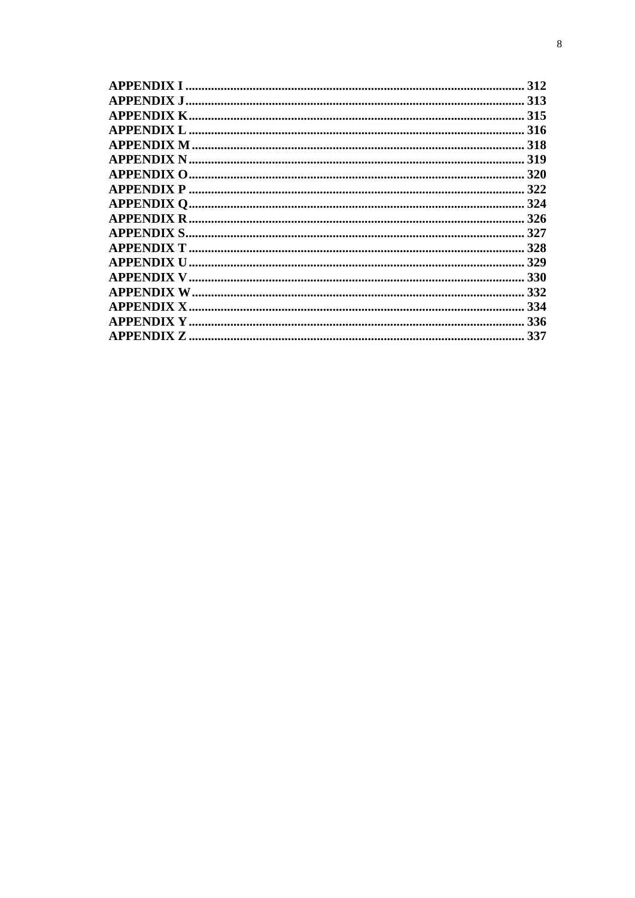**APPENDIX I** .......................................................................................................... **312**
**APPENDIX J** .......................................................................................................... **313**
**APPENDIX K** .......................................................................................................... **315**
**APPENDIX L** .......................................................................................................... **316**
**APPENDIX M** .......................................................................................................... **318**
**APPENDIX N** .......................................................................................................... **319**
**APPENDIX O** .......................................................................................................... **320**
**APPENDIX P** .......................................................................................................... **322**
**APPENDIX Q** .......................................................................................................... **324**
**APPENDIX R** .......................................................................................................... **326**
**APPENDIX S** .......................................................................................................... **327**
**APPENDIX T** .......................................................................................................... **328**
**APPENDIX U** .......................................................................................................... **329**
**APPENDIX V** .......................................................................................................... **330**
**APPENDIX W** .......................................................................................................... **332**
**APPENDIX X** .......................................................................................................... **334**
**APPENDIX Y** .......................................................................................................... **336**
**APPENDIX Z** .......................................................................................................... **337**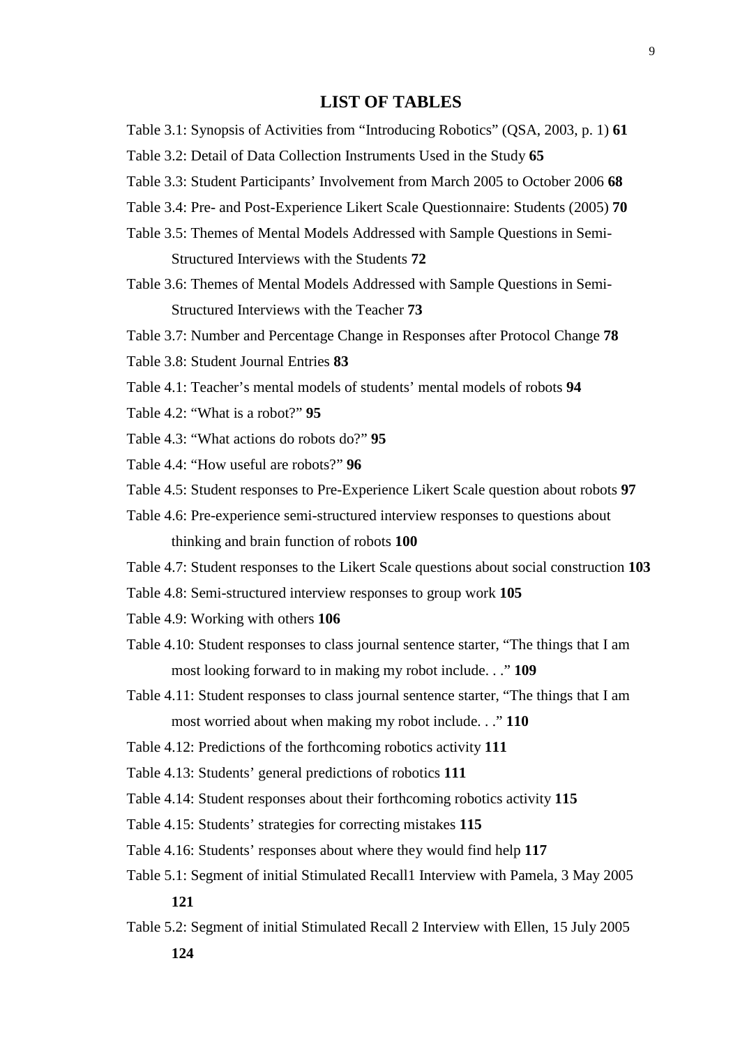# LIST OF TABLES

Table 3.1: Synopsis of Activities from "Introducing Robotics" (QSA, 2003, p. 1) **61**

Table 3.2: Detail of Data Collection Instruments Used in the Study **65**

Table 3.3: Student Participants' Involvement from March 2005 to October 2006 **68**

Table 3.4: Pre- and Post-Experience Likert Scale Questionnaire: Students (2005) **70**

Table 3.5: Themes of Mental Models Addressed with Sample Questions in Semi-Structured Interviews with the Students **72**

Table 3.6: Themes of Mental Models Addressed with Sample Questions in Semi-Structured Interviews with the Teacher **73**

Table 3.7: Number and Percentage Change in Responses after Protocol Change **78**

Table 3.8: Student Journal Entries **83**

Table 4.1: Teacher's mental models of students' mental models of robots **94**

Table 4.2: "What is a robot?" **95**

Table 4.3: "What actions do robots do?" **95**

Table 4.4: "How useful are robots?" **96**

Table 4.5: Student responses to Pre-Experience Likert Scale question about robots **97**

Table 4.6: Pre-experience semi-structured interview responses to questions about thinking and brain function of robots **100**

Table 4.7: Student responses to the Likert Scale questions about social construction **103**

Table 4.8: Semi-structured interview responses to group work **105**

Table 4.9: Working with others **106**

Table 4.10: Student responses to class journal sentence starter, "The things that I am most looking forward to in making my robot include. . ." **109**

Table 4.11: Student responses to class journal sentence starter, "The things that I am most worried about when making my robot include. . ." **110**

Table 4.12: Predictions of the forthcoming robotics activity **111**

Table 4.13: Students' general predictions of robotics **111**

Table 4.14: Student responses about their forthcoming robotics activity **115**

Table 4.15: Students' strategies for correcting mistakes **115**

Table 4.16: Students' responses about where they would find help **117**

Table 5.1: Segment of initial Stimulated Recall1 Interview with Pamela, 3 May 2005 **121**

Table 5.2: Segment of initial Stimulated Recall 2 Interview with Ellen, 15 July 2005 **124**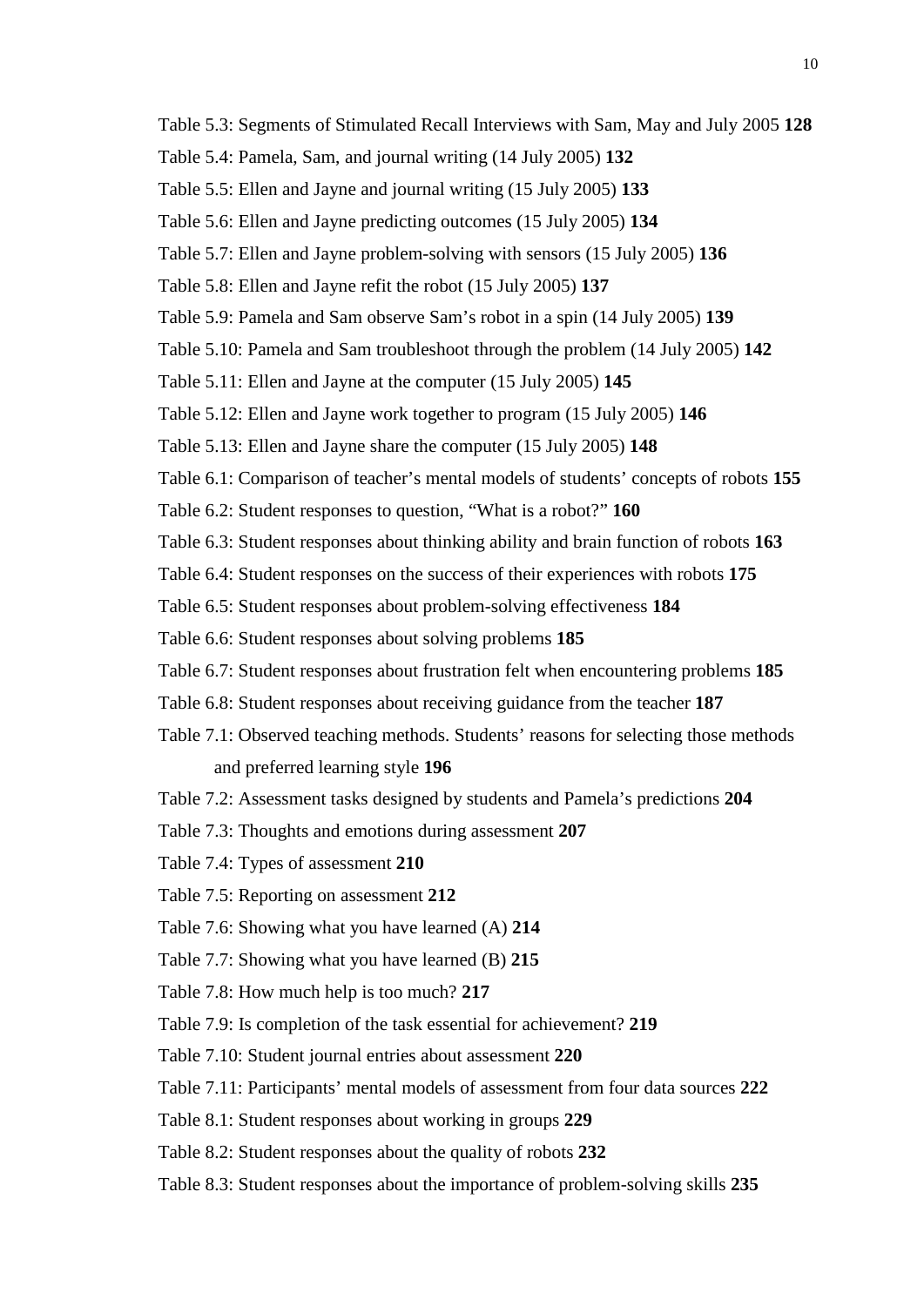Table 5.3: Segments of Stimulated Recall Interviews with Sam, May and July 2005 **128**

Table 5.4: Pamela, Sam, and journal writing (14 July 2005) **132**

Table 5.5: Ellen and Jayne and journal writing (15 July 2005) **133**

Table 5.6: Ellen and Jayne predicting outcomes (15 July 2005) **134**

Table 5.7: Ellen and Jayne problem-solving with sensors (15 July 2005) **136**

Table 5.8: Ellen and Jayne refit the robot (15 July 2005) **137**

Table 5.9: Pamela and Sam observe Sam's robot in a spin (14 July 2005) **139**

Table 5.10: Pamela and Sam troubleshoot through the problem (14 July 2005) **142**

Table 5.11: Ellen and Jayne at the computer (15 July 2005) **145**

Table 5.12: Ellen and Jayne work together to program (15 July 2005) **146**

Table 5.13: Ellen and Jayne share the computer (15 July 2005) **148**

Table 6.1: Comparison of teacher's mental models of students' concepts of robots **155**

Table 6.2: Student responses to question, "What is a robot?" **160**

Table 6.3: Student responses about thinking ability and brain function of robots **163**

Table 6.4: Student responses on the success of their experiences with robots **175**

Table 6.5: Student responses about problem-solving effectiveness **184**

Table 6.6: Student responses about solving problems **185**

Table 6.7: Student responses about frustration felt when encountering problems **185**

Table 6.8: Student responses about receiving guidance from the teacher **187**

Table 7.1: Observed teaching methods. Students' reasons for selecting those methods and preferred learning style **196**

Table 7.2: Assessment tasks designed by students and Pamela's predictions **204**

Table 7.3: Thoughts and emotions during assessment **207**

Table 7.4: Types of assessment **210**

Table 7.5: Reporting on assessment **212**

Table 7.6: Showing what you have learned (A) **214**

Table 7.7: Showing what you have learned (B) **215**

Table 7.8: How much help is too much? **217**

Table 7.9: Is completion of the task essential for achievement? **219**

Table 7.10: Student journal entries about assessment **220**

Table 7.11: Participants' mental models of assessment from four data sources **222**

Table 8.1: Student responses about working in groups **229**

Table 8.2: Student responses about the quality of robots **232**

Table 8.3: Student responses about the importance of problem-solving skills **235**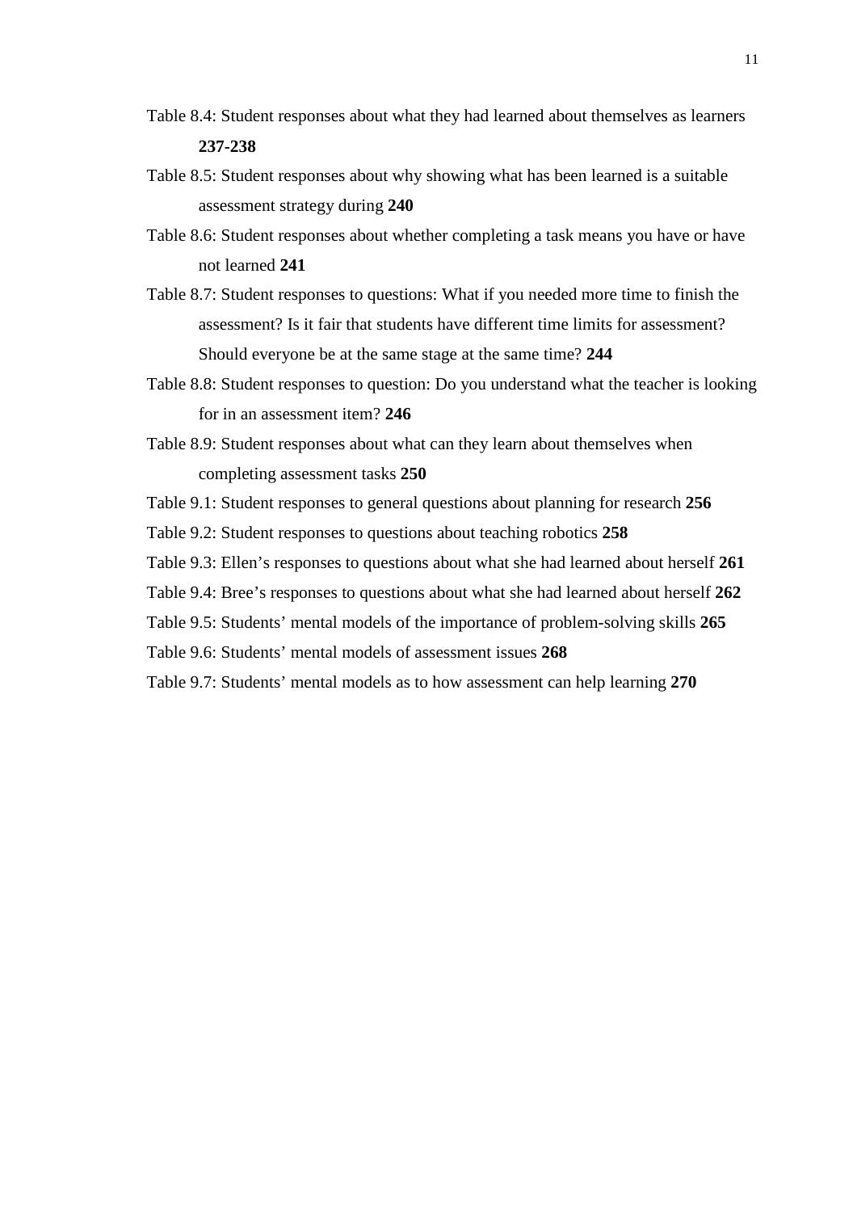Table 8.4: Student responses about what they had learned about themselves as learners **237-238**

Table 8.5: Student responses about why showing what has been learned is a suitable assessment strategy during **240**

Table 8.6: Student responses about whether completing a task means you have or have not learned **241**

Table 8.7: Student responses to questions: What if you needed more time to finish the assessment? Is it fair that students have different time limits for assessment? Should everyone be at the same stage at the same time? **244**

Table 8.8: Student responses to question: Do you understand what the teacher is looking for in an assessment item? **246**

Table 8.9: Student responses about what can they learn about themselves when completing assessment tasks **250**

Table 9.1: Student responses to general questions about planning for research **256**

Table 9.2: Student responses to questions about teaching robotics **258**

Table 9.3: Ellen's responses to questions about what she had learned about herself **261**

Table 9.4: Bree's responses to questions about what she had learned about herself **262**

Table 9.5: Students' mental models of the importance of problem-solving skills **265**

Table 9.6: Students' mental models of assessment issues **268**

Table 9.7: Students' mental models as to how assessment can help learning **270**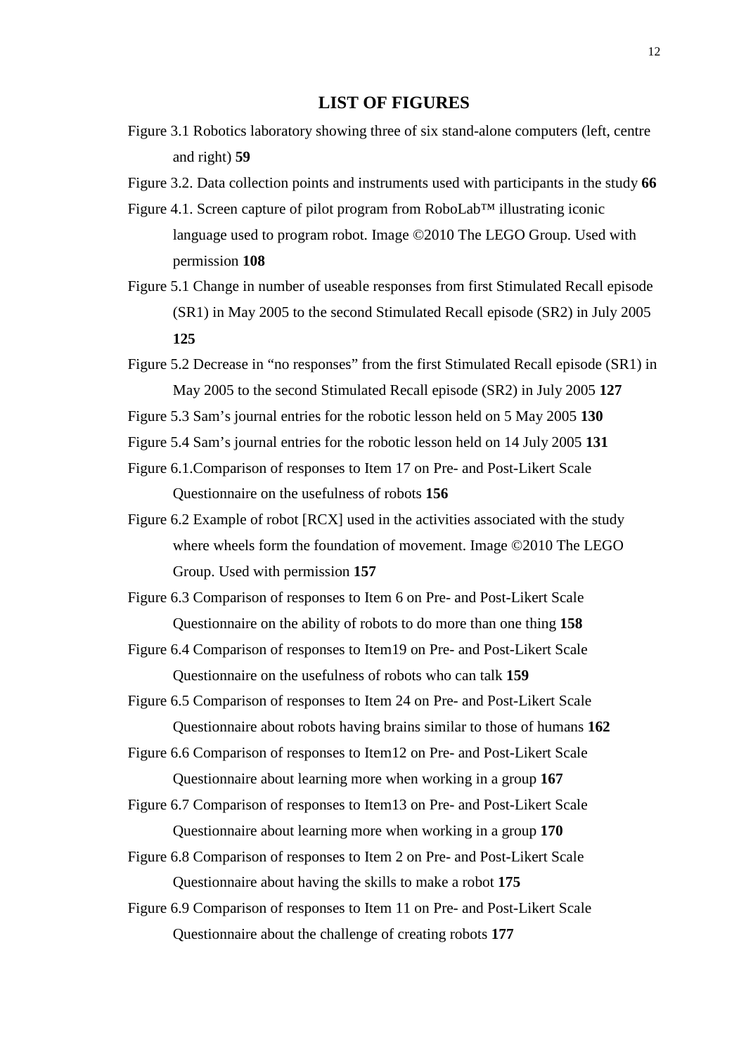## LIST OF FIGURES

Figure 3.1 Robotics laboratory showing three of six stand-alone computers (left, centre and right) **59**

Figure 3.2. Data collection points and instruments used with participants in the study **66**

Figure 4.1. Screen capture of pilot program from RoboLab™ illustrating iconic language used to program robot. Image ©2010 The LEGO Group. Used with permission **108**

Figure 5.1 Change in number of useable responses from first Stimulated Recall episode (SR1) in May 2005 to the second Stimulated Recall episode (SR2) in July 2005 **125**

Figure 5.2 Decrease in "no responses" from the first Stimulated Recall episode (SR1) in May 2005 to the second Stimulated Recall episode (SR2) in July 2005 **127**

Figure 5.3 Sam's journal entries for the robotic lesson held on 5 May 2005 **130**

Figure 5.4 Sam's journal entries for the robotic lesson held on 14 July 2005 **131**

Figure 6.1.Comparison of responses to Item 17 on Pre- and Post-Likert Scale Questionnaire on the usefulness of robots **156**

Figure 6.2 Example of robot [RCX] used in the activities associated with the study where wheels form the foundation of movement. Image ©2010 The LEGO Group. Used with permission **157**

Figure 6.3 Comparison of responses to Item 6 on Pre- and Post-Likert Scale Questionnaire on the ability of robots to do more than one thing **158**

Figure 6.4 Comparison of responses to Item19 on Pre- and Post-Likert Scale Questionnaire on the usefulness of robots who can talk **159**

Figure 6.5 Comparison of responses to Item 24 on Pre- and Post-Likert Scale Questionnaire about robots having brains similar to those of humans **162**

Figure 6.6 Comparison of responses to Item12 on Pre- and Post-Likert Scale Questionnaire about learning more when working in a group **167**

Figure 6.7 Comparison of responses to Item13 on Pre- and Post-Likert Scale Questionnaire about learning more when working in a group **170**

Figure 6.8 Comparison of responses to Item 2 on Pre- and Post-Likert Scale Questionnaire about having the skills to make a robot **175**

Figure 6.9 Comparison of responses to Item 11 on Pre- and Post-Likert Scale Questionnaire about the challenge of creating robots **177**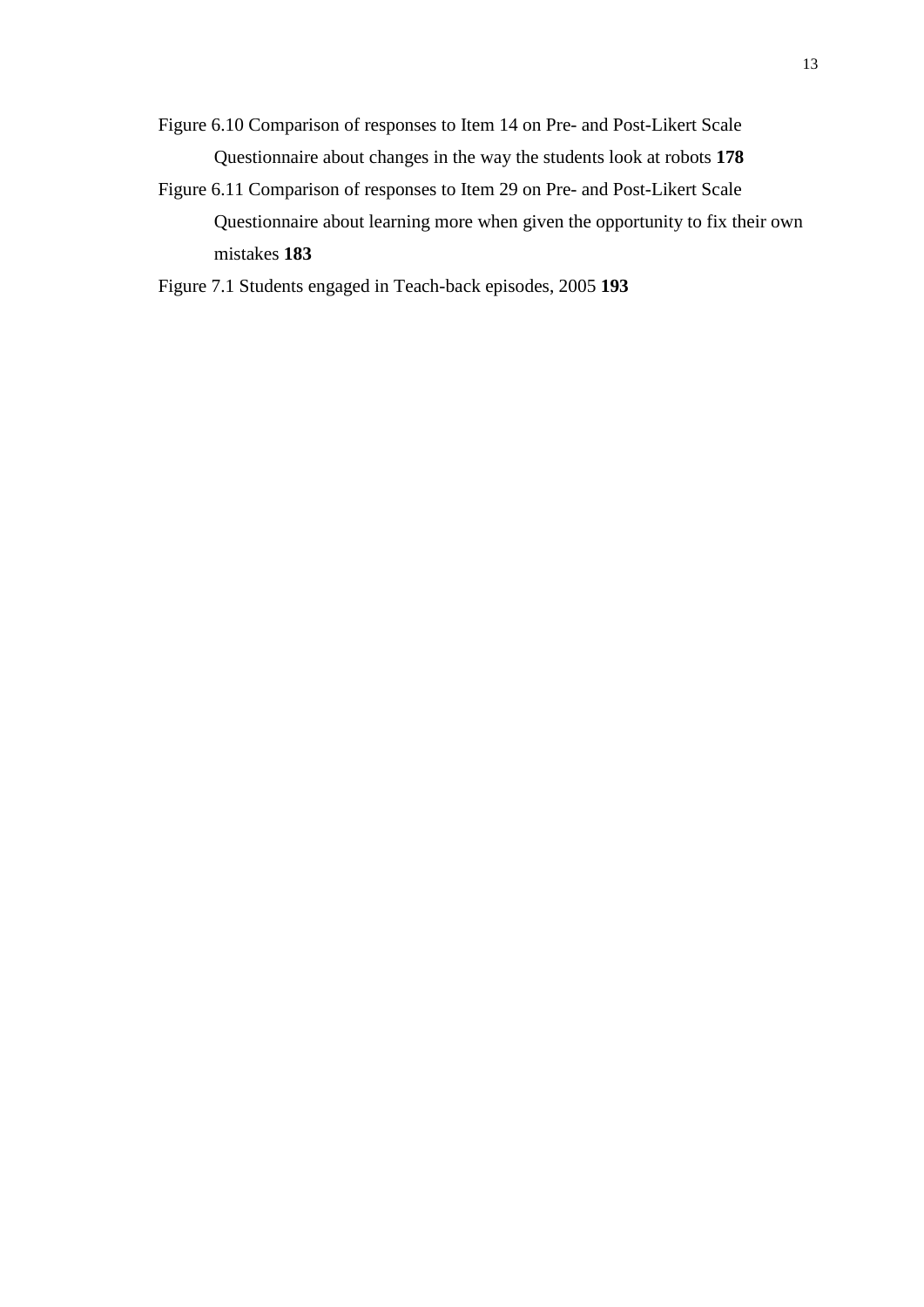Figure 6.10 Comparison of responses to Item 14 on Pre- and Post-Likert Scale Questionnaire about changes in the way the students look at robots **178**

Figure 6.11 Comparison of responses to Item 29 on Pre- and Post-Likert Scale Questionnaire about learning more when given the opportunity to fix their own mistakes **183**

Figure 7.1 Students engaged in Teach-back episodes, 2005 **193**